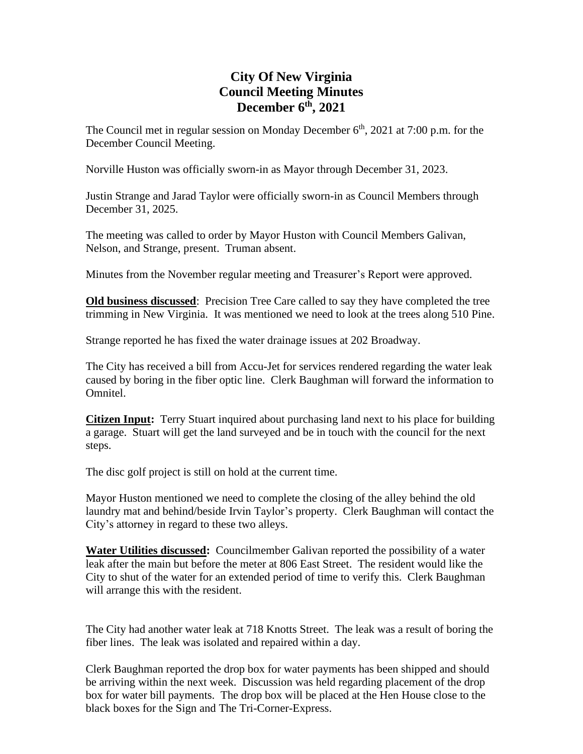# City Of New Virginia
# Council Meeting Minutes
# December 6th, 2021

The Council met in regular session on Monday December 6th, 2021 at 7:00 p.m. for the December Council Meeting.

Norville Huston was officially sworn-in as Mayor through December 31, 2023.

Justin Strange and Jarad Taylor were officially sworn-in as Council Members through December 31, 2025.

The meeting was called to order by Mayor Huston with Council Members Galivan, Nelson, and Strange, present. Truman absent.

Minutes from the November regular meeting and Treasurer's Report were approved.

**Old business discussed**: Precision Tree Care called to say they have completed the tree trimming in New Virginia. It was mentioned we need to look at the trees along 510 Pine.

Strange reported he has fixed the water drainage issues at 202 Broadway.

The City has received a bill from Accu-Jet for services rendered regarding the water leak caused by boring in the fiber optic line. Clerk Baughman will forward the information to Omnitel.

**Citizen Input:** Terry Stuart inquired about purchasing land next to his place for building a garage. Stuart will get the land surveyed and be in touch with the council for the next steps.

The disc golf project is still on hold at the current time.

Mayor Huston mentioned we need to complete the closing of the alley behind the old laundry mat and behind/beside Irvin Taylor's property. Clerk Baughman will contact the City's attorney in regard to these two alleys.

**Water Utilities discussed:** Councilmember Galivan reported the possibility of a water leak after the main but before the meter at 806 East Street. The resident would like the City to shut of the water for an extended period of time to verify this. Clerk Baughman will arrange this with the resident.

The City had another water leak at 718 Knotts Street. The leak was a result of boring the fiber lines. The leak was isolated and repaired within a day.

Clerk Baughman reported the drop box for water payments has been shipped and should be arriving within the next week. Discussion was held regarding placement of the drop box for water bill payments. The drop box will be placed at the Hen House close to the black boxes for the Sign and The Tri-Corner-Express.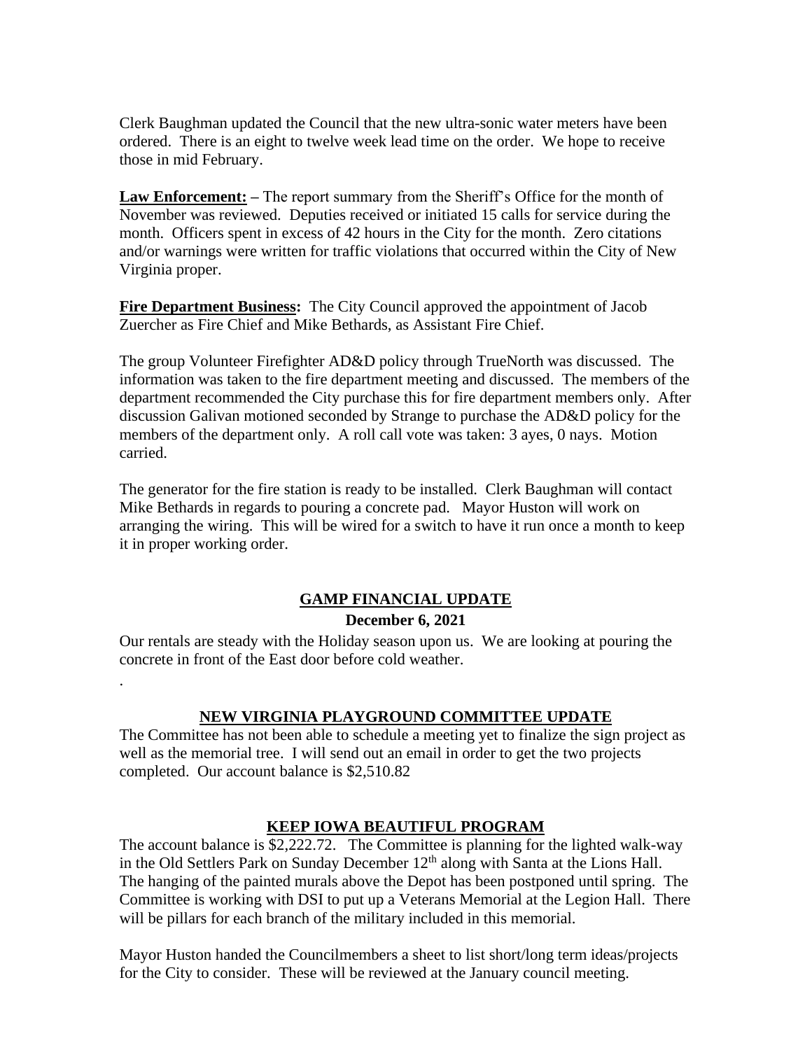Clerk Baughman updated the Council that the new ultra-sonic water meters have been ordered. There is an eight to twelve week lead time on the order. We hope to receive those in mid February.

**Law Enforcement:** – The report summary from the Sheriff's Office for the month of November was reviewed. Deputies received or initiated 15 calls for service during the month. Officers spent in excess of 42 hours in the City for the month. Zero citations and/or warnings were written for traffic violations that occurred within the City of New Virginia proper.

**Fire Department Business:** The City Council approved the appointment of Jacob Zuercher as Fire Chief and Mike Bethards, as Assistant Fire Chief.

The group Volunteer Firefighter AD&D policy through TrueNorth was discussed. The information was taken to the fire department meeting and discussed. The members of the department recommended the City purchase this for fire department members only. After discussion Galivan motioned seconded by Strange to purchase the AD&D policy for the members of the department only. A roll call vote was taken: 3 ayes, 0 nays. Motion carried.

The generator for the fire station is ready to be installed. Clerk Baughman will contact Mike Bethards in regards to pouring a concrete pad. Mayor Huston will work on arranging the wiring. This will be wired for a switch to have it run once a month to keep it in proper working order.

## GAMP FINANCIAL UPDATE

**December 6, 2021**

Our rentals are steady with the Holiday season upon us. We are looking at pouring the concrete in front of the East door before cold weather.

.

## NEW VIRGINIA PLAYGROUND COMMITTEE UPDATE

The Committee has not been able to schedule a meeting yet to finalize the sign project as well as the memorial tree. I will send out an email in order to get the two projects completed. Our account balance is $2,510.82

## KEEP IOWA BEAUTIFUL PROGRAM

The account balance is $2,222.72. The Committee is planning for the lighted walk-way in the Old Settlers Park on Sunday December 12th along with Santa at the Lions Hall. The hanging of the painted murals above the Depot has been postponed until spring. The Committee is working with DSI to put up a Veterans Memorial at the Legion Hall. There will be pillars for each branch of the military included in this memorial.

Mayor Huston handed the Councilmembers a sheet to list short/long term ideas/projects for the City to consider. These will be reviewed at the January council meeting.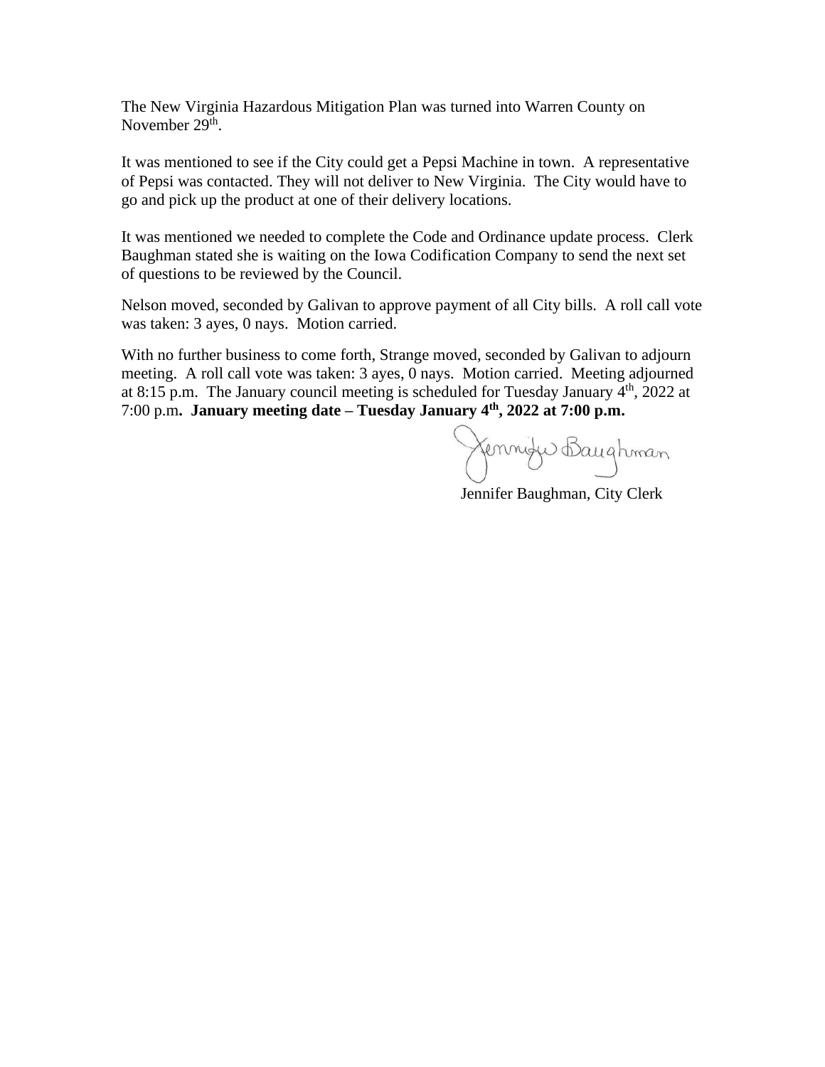The New Virginia Hazardous Mitigation Plan was turned into Warren County on November 29th.

It was mentioned to see if the City could get a Pepsi Machine in town. A representative of Pepsi was contacted. They will not deliver to New Virginia. The City would have to go and pick up the product at one of their delivery locations.

It was mentioned we needed to complete the Code and Ordinance update process. Clerk Baughman stated she is waiting on the Iowa Codification Company to send the next set of questions to be reviewed by the Council.

Nelson moved, seconded by Galivan to approve payment of all City bills. A roll call vote was taken: 3 ayes, 0 nays. Motion carried.

With no further business to come forth, Strange moved, seconded by Galivan to adjourn meeting. A roll call vote was taken: 3 ayes, 0 nays. Motion carried. Meeting adjourned at 8:15 p.m. The January council meeting is scheduled for Tuesday January 4th, 2022 at 7:00 p.m**. January meeting date – Tuesday January 4th, 2022 at 7:00 p.m.**

Jennifer Baughman

Jennifer Baughman, City Clerk